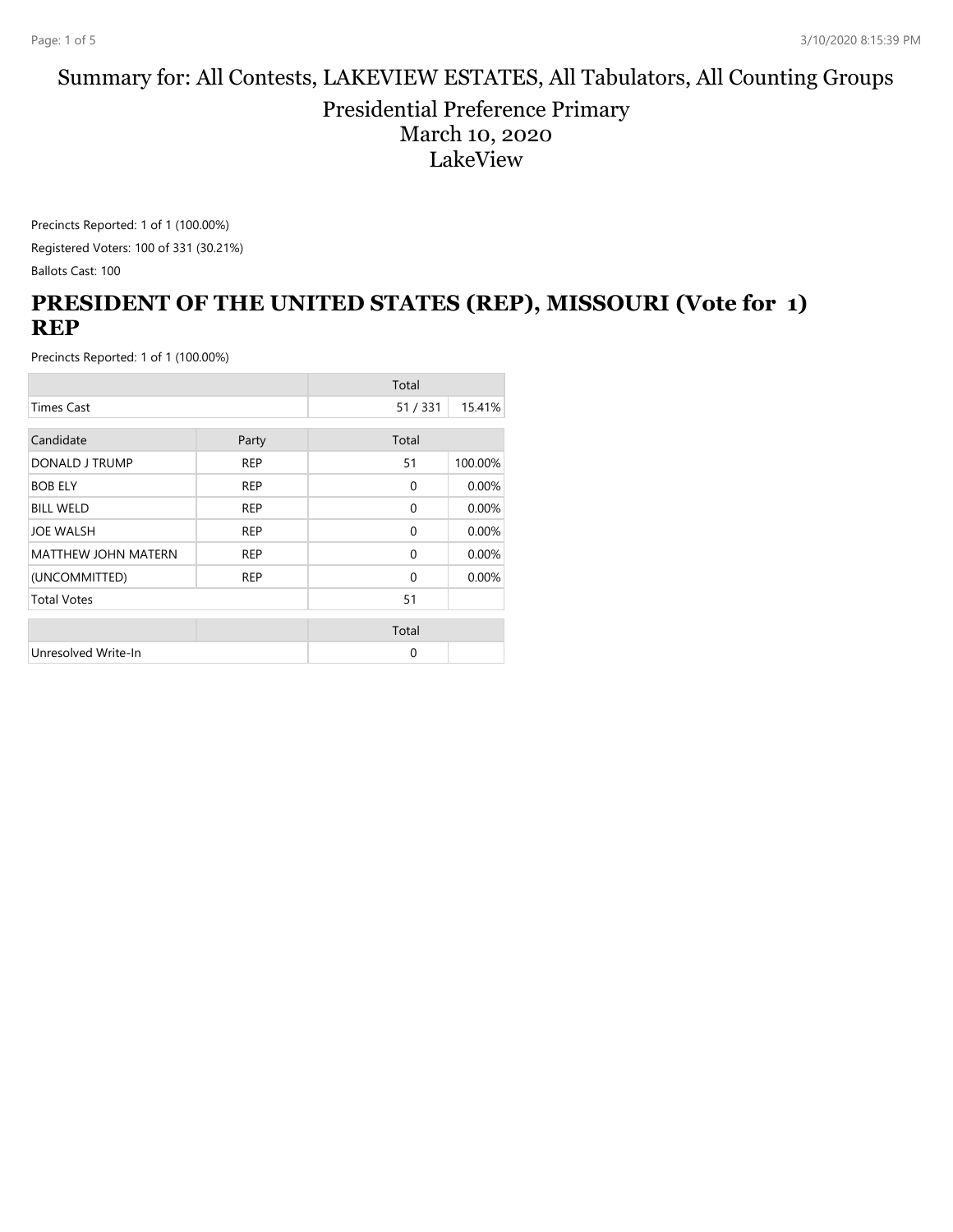# Summary for: All Contests, LAKEVIEW ESTATES, All Tabulators, All Counting Groups

Presidential Preference Primary
March 10, 2020
LakeView

Precincts Reported: 1 of 1 (100.00%)

Registered Voters: 100 of 331 (30.21%)

Ballots Cast: 100

## PRESIDENT OF THE UNITED STATES (REP), MISSOURI (Vote for 1) REP

Precincts Reported: 1 of 1 (100.00%)

| | | Total | |
|---|---|---|---|
| Times Cast | | 51 / 331 | 15.41% |

| Candidate | Party | Total | |
|---|---|---|---|
| DONALD J TRUMP | REP | 51 | 100.00% |
| BOB ELY | REP | 0 | 0.00% |
| BILL WELD | REP | 0 | 0.00% |
| JOE WALSH | REP | 0 | 0.00% |
| MATTHEW JOHN MATERN | REP | 0 | 0.00% |
| (UNCOMMITTED) | REP | 0 | 0.00% |
| Total Votes | | 51 | |

| | | Total | |
|---|---|---|---|
| Unresolved Write-In | | 0 | |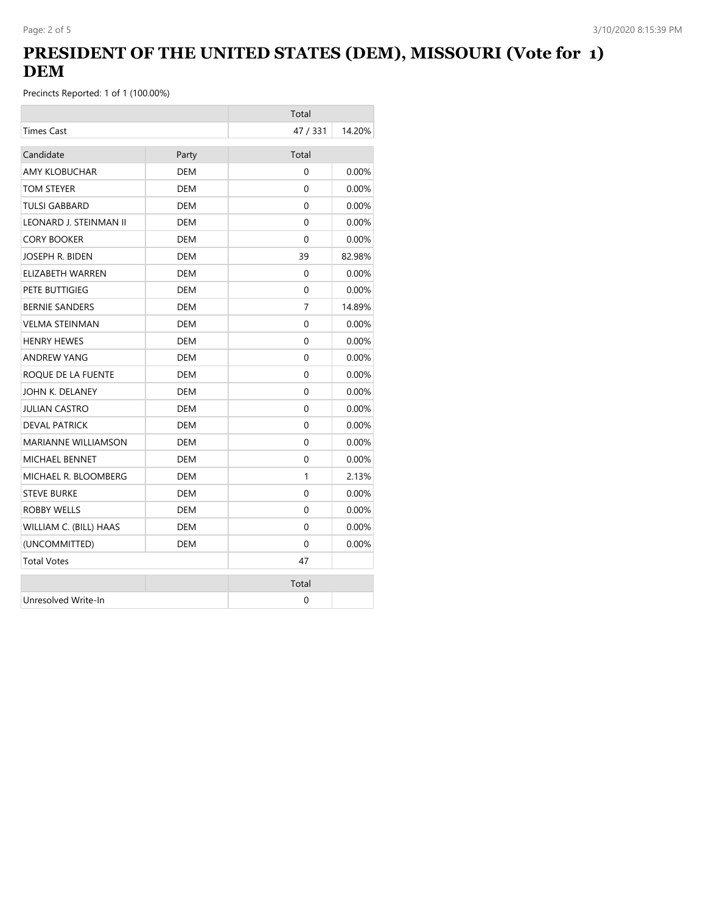# PRESIDENT OF THE UNITED STATES (DEM), MISSOURI (Vote for 1) DEM

Precincts Reported: 1 of 1 (100.00%)

| | | Total | |
|---|---|---|---|
| Times Cast | | 47 / 331 | 14.20% |

| Candidate | Party | Total | |
|---|---|---|---|
| AMY KLOBUCHAR | DEM | 0 | 0.00% |
| TOM STEYER | DEM | 0 | 0.00% |
| TULSI GABBARD | DEM | 0 | 0.00% |
| LEONARD J. STEINMAN II | DEM | 0 | 0.00% |
| CORY BOOKER | DEM | 0 | 0.00% |
| JOSEPH R. BIDEN | DEM | 39 | 82.98% |
| ELIZABETH WARREN | DEM | 0 | 0.00% |
| PETE BUTTIGIEG | DEM | 0 | 0.00% |
| BERNIE SANDERS | DEM | 7 | 14.89% |
| VELMA STEINMAN | DEM | 0 | 0.00% |
| HENRY HEWES | DEM | 0 | 0.00% |
| ANDREW YANG | DEM | 0 | 0.00% |
| ROQUE DE LA FUENTE | DEM | 0 | 0.00% |
| JOHN K. DELANEY | DEM | 0 | 0.00% |
| JULIAN CASTRO | DEM | 0 | 0.00% |
| DEVAL PATRICK | DEM | 0 | 0.00% |
| MARIANNE WILLIAMSON | DEM | 0 | 0.00% |
| MICHAEL BENNET | DEM | 0 | 0.00% |
| MICHAEL R. BLOOMBERG | DEM | 1 | 2.13% |
| STEVE BURKE | DEM | 0 | 0.00% |
| ROBBY WELLS | DEM | 0 | 0.00% |
| WILLIAM C. (BILL) HAAS | DEM | 0 | 0.00% |
| (UNCOMMITTED) | DEM | 0 | 0.00% |
| Total Votes | | 47 | |

| | | Total | |
|---|---|---|---|
| Unresolved Write-In | | 0 | |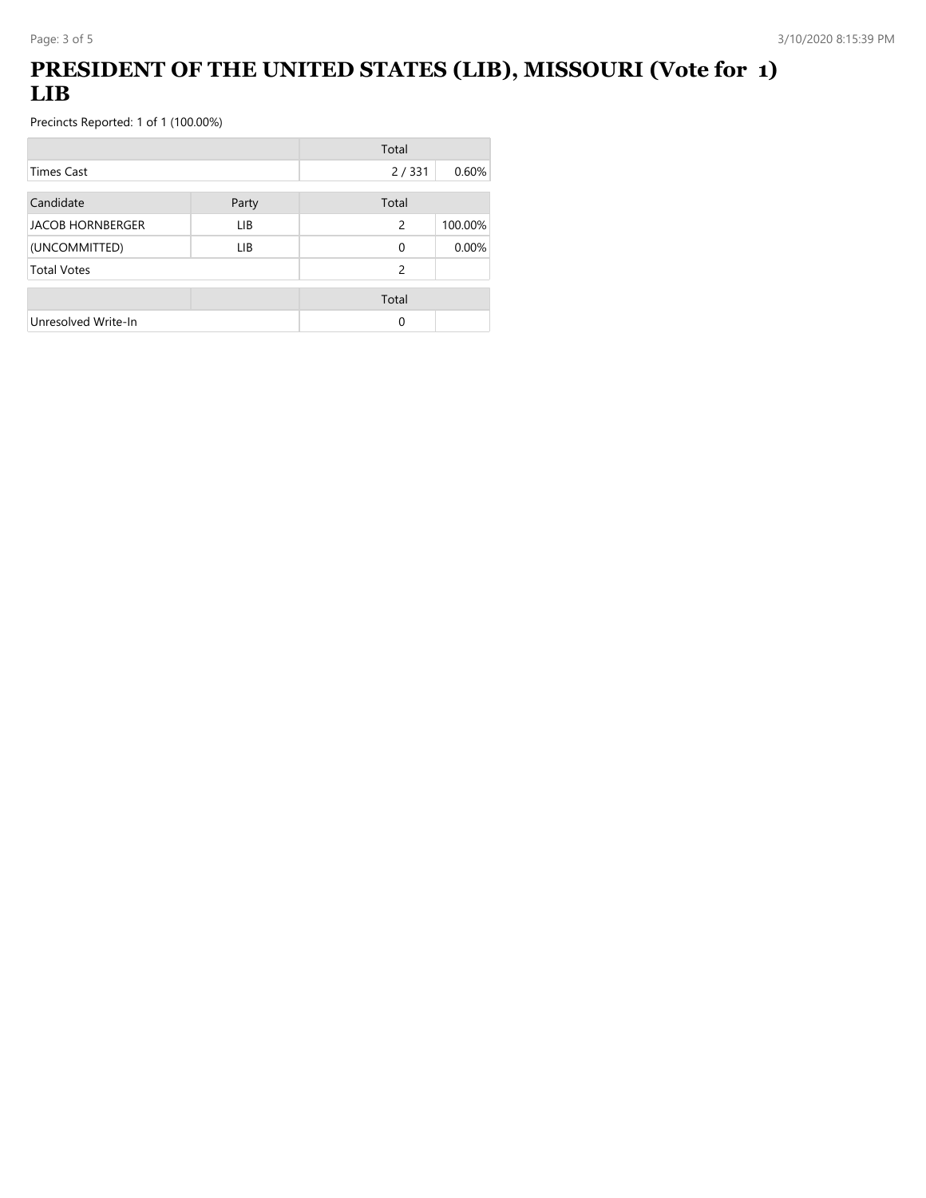# PRESIDENT OF THE UNITED STATES (LIB), MISSOURI (Vote for 1) LIB

Precincts Reported: 1 of 1 (100.00%)

| | Total | |
|---|---|---|
| Times Cast | 2 / 331 | 0.60% |

| Candidate | Party | Total | |
|---|---|---|---|
| JACOB HORNBERGER | LIB | 2 | 100.00% |
| (UNCOMMITTED) | LIB | 0 | 0.00% |
| Total Votes | | 2 | |

| | | Total | |
|---|---|---|---|
| Unresolved Write-In | | 0 | |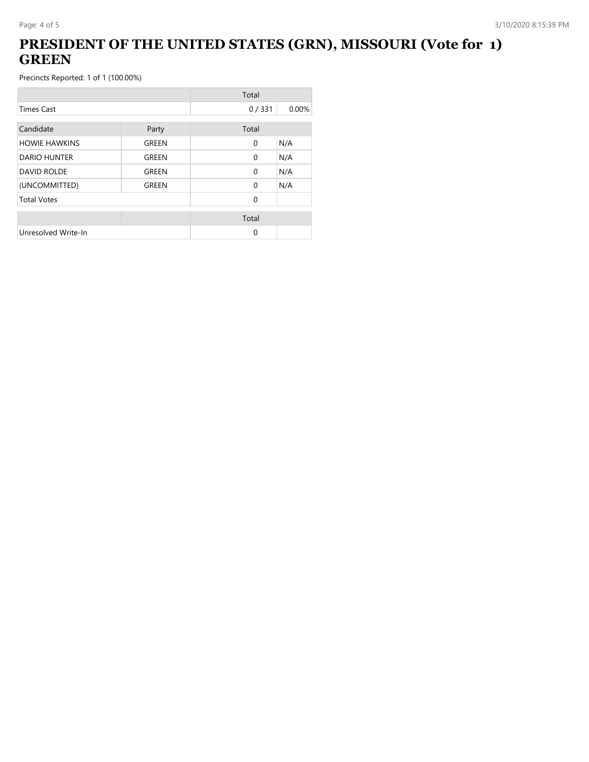# PRESIDENT OF THE UNITED STATES (GRN), MISSOURI (Vote for 1) GREEN

Precincts Reported: 1 of 1 (100.00%)

| | | Total | |
|---|---|---|---|
| Times Cast | | 0 / 331 | 0.00% |

| Candidate | Party | Total | |
|---|---|---|---|
| HOWIE HAWKINS | GREEN | 0 | N/A |
| DARIO HUNTER | GREEN | 0 | N/A |
| DAVID ROLDE | GREEN | 0 | N/A |
| (UNCOMMITTED) | GREEN | 0 | N/A |
| Total Votes | | 0 | |

| | | Total | |
|---|---|---|---|
| Unresolved Write-In | | 0 | |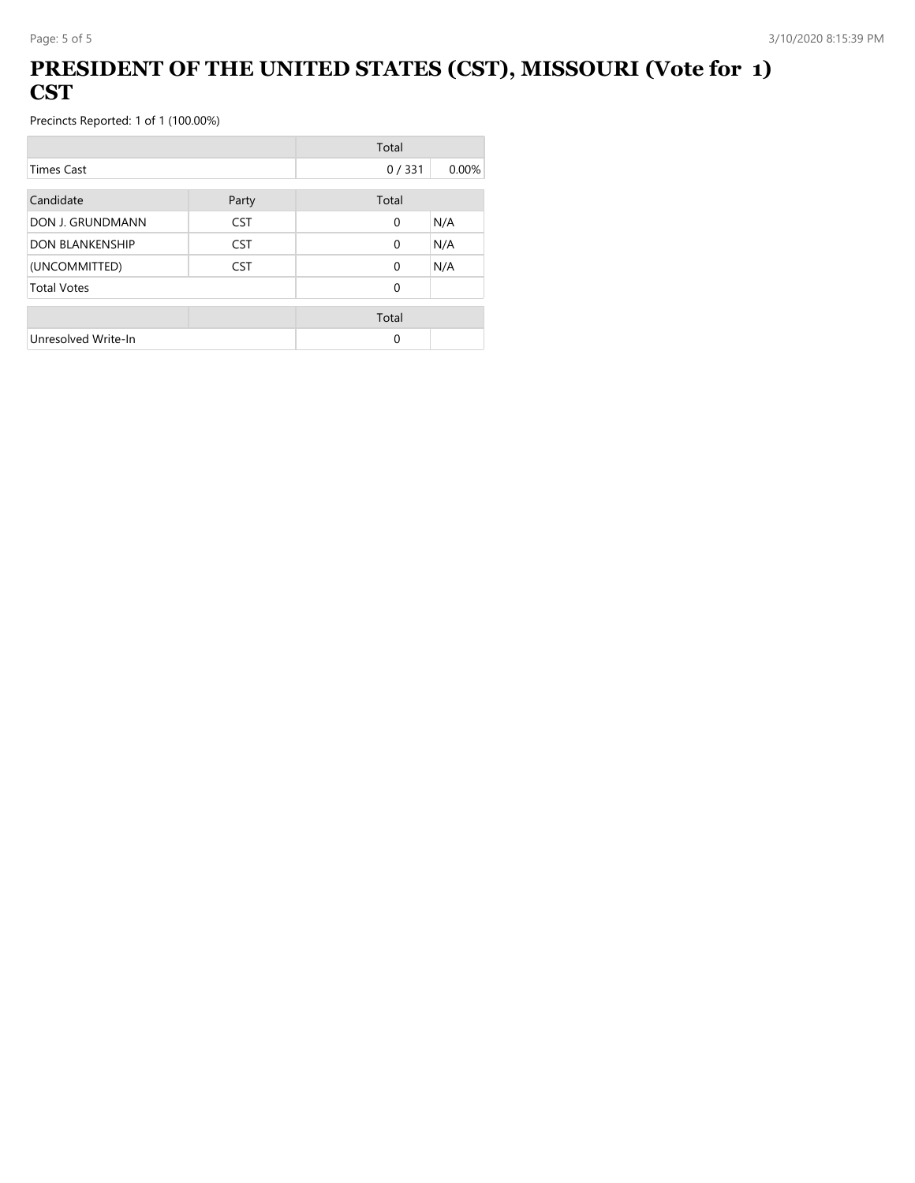# PRESIDENT OF THE UNITED STATES (CST), MISSOURI (Vote for 1) CST

Precincts Reported: 1 of 1 (100.00%)

| | | Total | |
|---|---|---|---|
| Times Cast | | 0 / 331 | 0.00% |

| Candidate | Party | Total | |
|---|---|---|---|
| DON J. GRUNDMANN | CST | 0 | N/A |
| DON BLANKENSHIP | CST | 0 | N/A |
| (UNCOMMITTED) | CST | 0 | N/A |
| Total Votes | | 0 | |

| | | Total | |
|---|---|---|---|
| Unresolved Write-In | | 0 | |